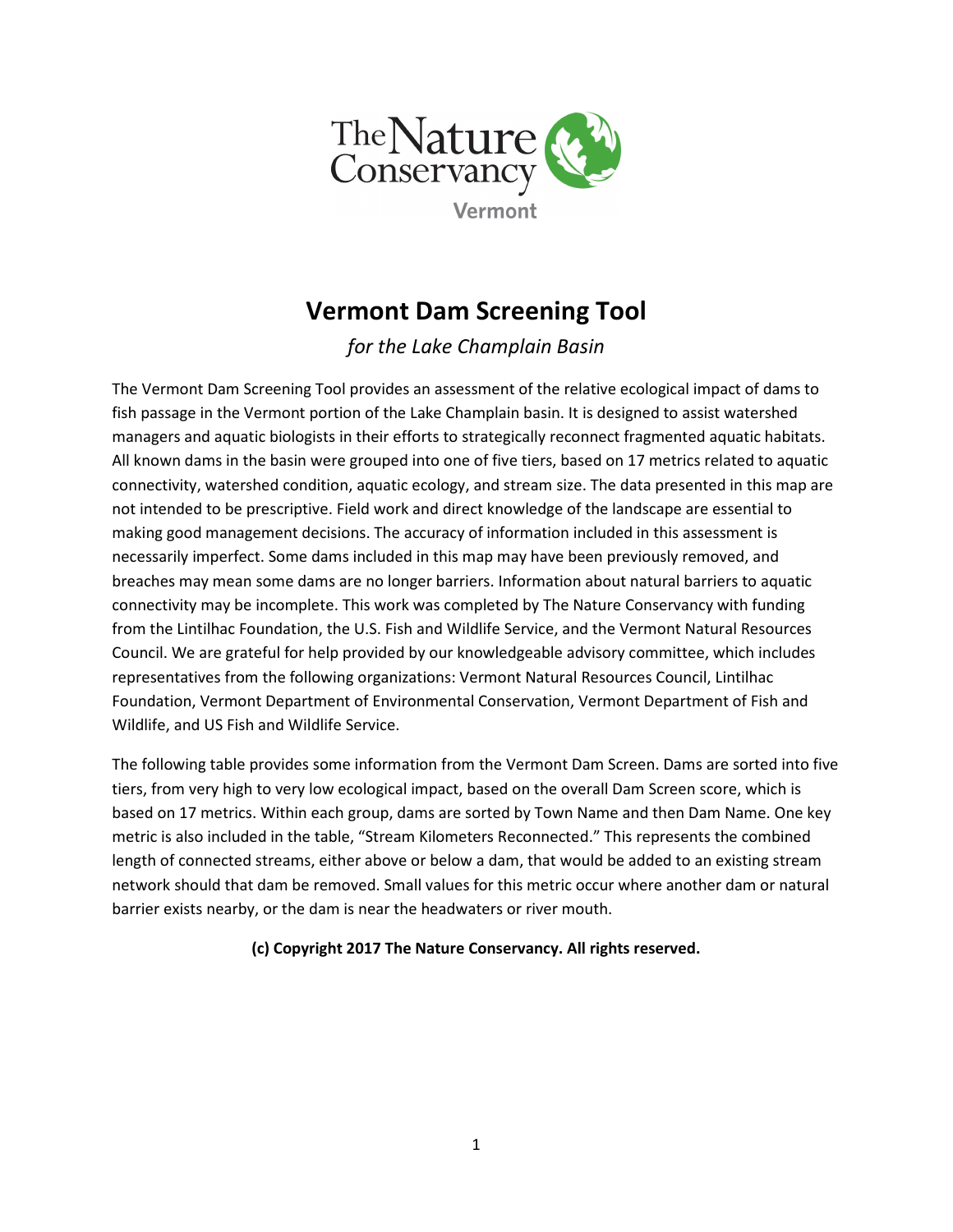The Nature Conservancy

Vermont

# Vermont Dam Screening Tool

*for the Lake Champlain Basin*

The Vermont Dam Screening Tool provides an assessment of the relative ecological impact of dams to fish passage in the Vermont portion of the Lake Champlain basin. It is designed to assist watershed managers and aquatic biologists in their efforts to strategically reconnect fragmented aquatic habitats. All known dams in the basin were grouped into one of five tiers, based on 17 metrics related to aquatic connectivity, watershed condition, aquatic ecology, and stream size. The data presented in this map are not intended to be prescriptive. Field work and direct knowledge of the landscape are essential to making good management decisions. The accuracy of information included in this assessment is necessarily imperfect. Some dams included in this map may have been previously removed, and breaches may mean some dams are no longer barriers. Information about natural barriers to aquatic connectivity may be incomplete. This work was completed by The Nature Conservancy with funding from the Lintilhac Foundation, the U.S. Fish and Wildlife Service, and the Vermont Natural Resources Council. We are grateful for help provided by our knowledgeable advisory committee, which includes representatives from the following organizations: Vermont Natural Resources Council, Lintilhac Foundation, Vermont Department of Environmental Conservation, Vermont Department of Fish and Wildlife, and US Fish and Wildlife Service.

The following table provides some information from the Vermont Dam Screen. Dams are sorted into five tiers, from very high to very low ecological impact, based on the overall Dam Screen score, which is based on 17 metrics. Within each group, dams are sorted by Town Name and then Dam Name. One key metric is also included in the table, "Stream Kilometers Reconnected." This represents the combined length of connected streams, either above or below a dam, that would be added to an existing stream network should that dam be removed. Small values for this metric occur where another dam or natural barrier exists nearby, or the dam is near the headwaters or river mouth.

**(c) Copyright 2017 The Nature Conservancy. All rights reserved.**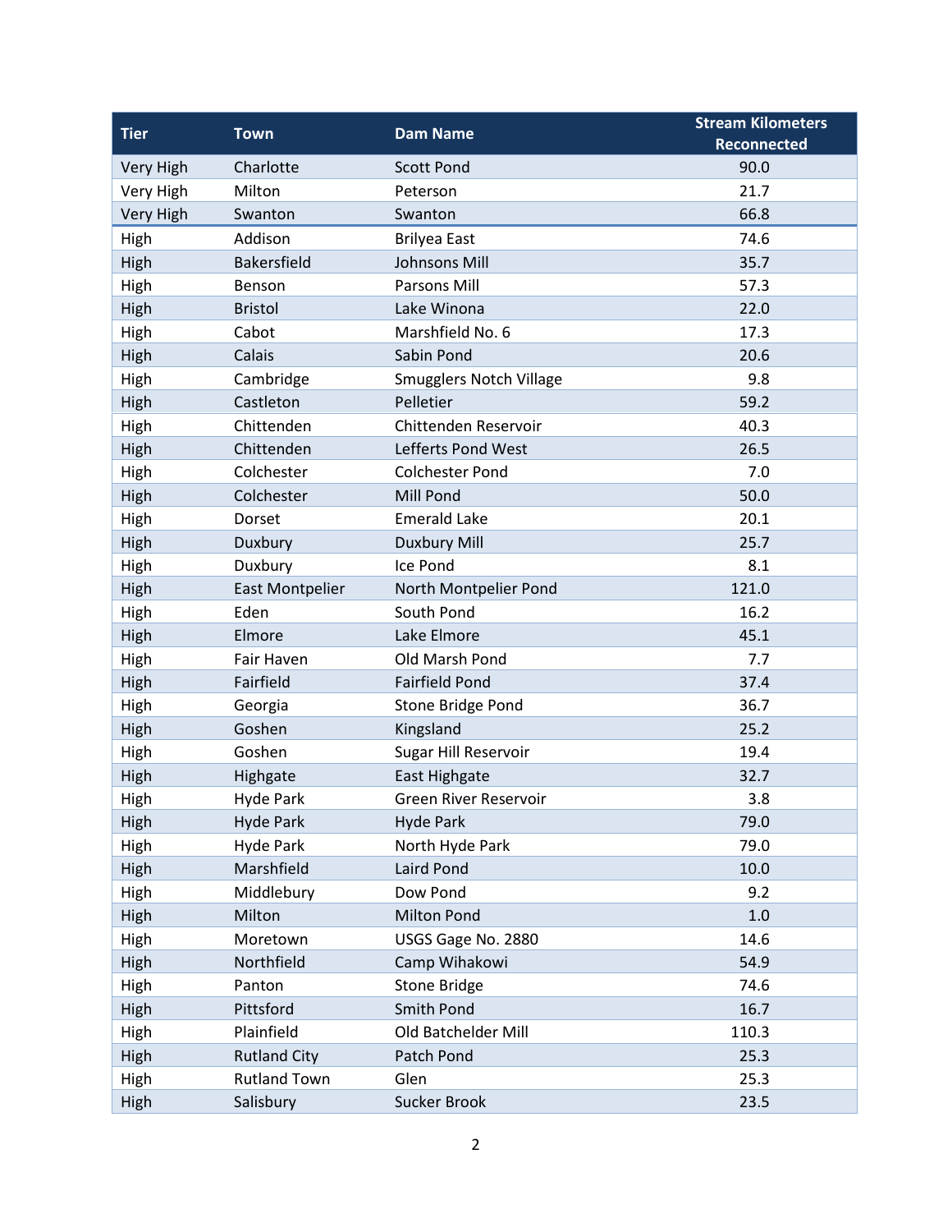| Tier | Town | Dam Name | Stream Kilometers Reconnected |
|---|---|---|---|
| Very High | Charlotte | Scott Pond | 90.0 |
| Very High | Milton | Peterson | 21.7 |
| Very High | Swanton | Swanton | 66.8 |
| High | Addison | Brilyea East | 74.6 |
| High | Bakersfield | Johnsons Mill | 35.7 |
| High | Benson | Parsons Mill | 57.3 |
| High | Bristol | Lake Winona | 22.0 |
| High | Cabot | Marshfield No. 6 | 17.3 |
| High | Calais | Sabin Pond | 20.6 |
| High | Cambridge | Smugglers Notch Village | 9.8 |
| High | Castleton | Pelletier | 59.2 |
| High | Chittenden | Chittenden Reservoir | 40.3 |
| High | Chittenden | Lefferts Pond West | 26.5 |
| High | Colchester | Colchester Pond | 7.0 |
| High | Colchester | Mill Pond | 50.0 |
| High | Dorset | Emerald Lake | 20.1 |
| High | Duxbury | Duxbury Mill | 25.7 |
| High | Duxbury | Ice Pond | 8.1 |
| High | East Montpelier | North Montpelier Pond | 121.0 |
| High | Eden | South Pond | 16.2 |
| High | Elmore | Lake Elmore | 45.1 |
| High | Fair Haven | Old Marsh Pond | 7.7 |
| High | Fairfield | Fairfield Pond | 37.4 |
| High | Georgia | Stone Bridge Pond | 36.7 |
| High | Goshen | Kingsland | 25.2 |
| High | Goshen | Sugar Hill Reservoir | 19.4 |
| High | Highgate | East Highgate | 32.7 |
| High | Hyde Park | Green River Reservoir | 3.8 |
| High | Hyde Park | Hyde Park | 79.0 |
| High | Hyde Park | North Hyde Park | 79.0 |
| High | Marshfield | Laird Pond | 10.0 |
| High | Middlebury | Dow Pond | 9.2 |
| High | Milton | Milton Pond | 1.0 |
| High | Moretown | USGS Gage No. 2880 | 14.6 |
| High | Northfield | Camp Wihakowi | 54.9 |
| High | Panton | Stone Bridge | 74.6 |
| High | Pittsford | Smith Pond | 16.7 |
| High | Plainfield | Old Batchelder Mill | 110.3 |
| High | Rutland City | Patch Pond | 25.3 |
| High | Rutland Town | Glen | 25.3 |
| High | Salisbury | Sucker Brook | 23.5 |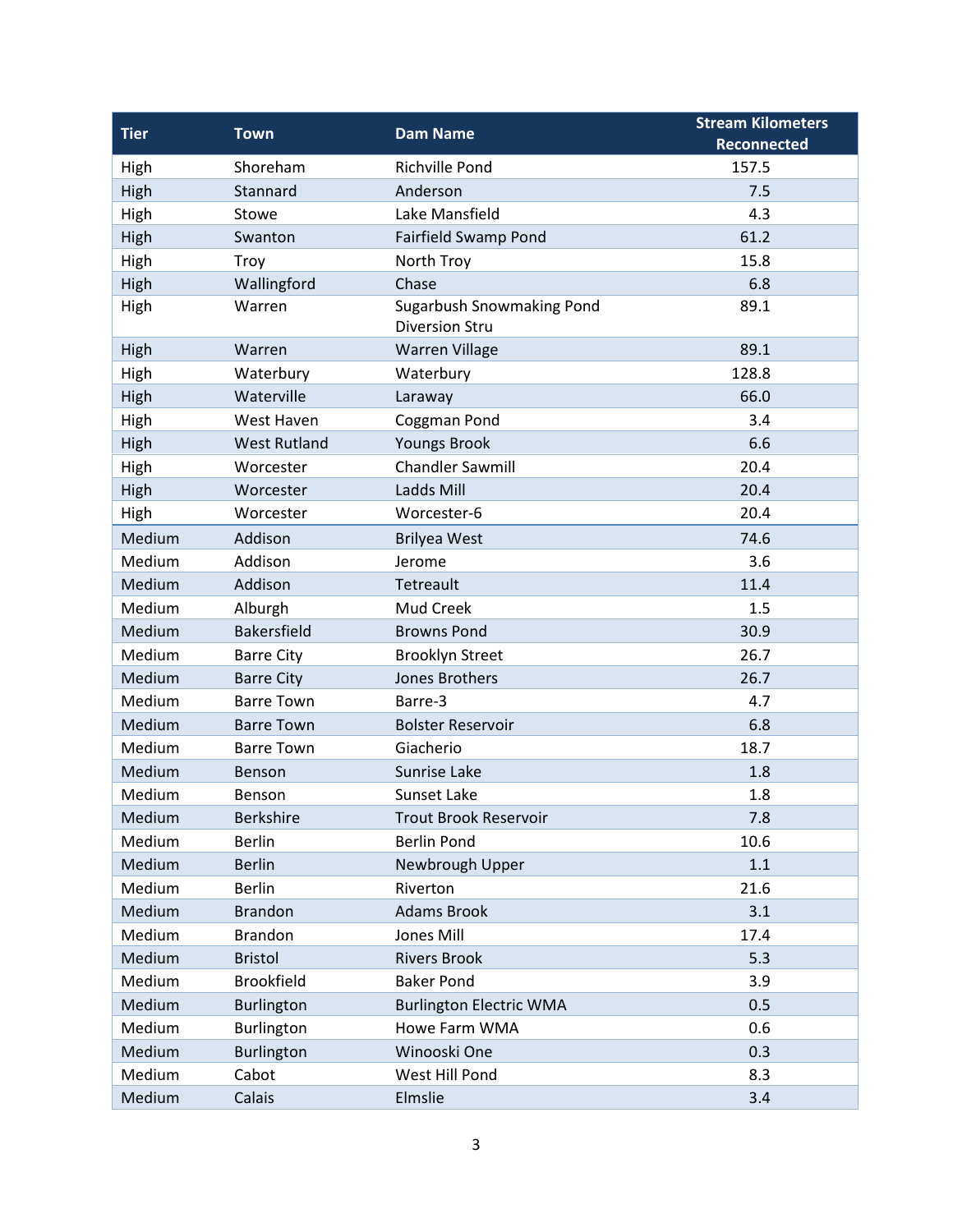| Tier | Town | Dam Name | Stream Kilometers Reconnected |
|---|---|---|---|
| High | Shoreham | Richville Pond | 157.5 |
| High | Stannard | Anderson | 7.5 |
| High | Stowe | Lake Mansfield | 4.3 |
| High | Swanton | Fairfield Swamp Pond | 61.2 |
| High | Troy | North Troy | 15.8 |
| High | Wallingford | Chase | 6.8 |
| High | Warren | Sugarbush Snowmaking Pond Diversion Stru | 89.1 |
| High | Warren | Warren Village | 89.1 |
| High | Waterbury | Waterbury | 128.8 |
| High | Waterville | Laraway | 66.0 |
| High | West Haven | Coggman Pond | 3.4 |
| High | West Rutland | Youngs Brook | 6.6 |
| High | Worcester | Chandler Sawmill | 20.4 |
| High | Worcester | Ladds Mill | 20.4 |
| High | Worcester | Worcester-6 | 20.4 |
| Medium | Addison | Brilyea West | 74.6 |
| Medium | Addison | Jerome | 3.6 |
| Medium | Addison | Tetreault | 11.4 |
| Medium | Alburgh | Mud Creek | 1.5 |
| Medium | Bakersfield | Browns Pond | 30.9 |
| Medium | Barre City | Brooklyn Street | 26.7 |
| Medium | Barre City | Jones Brothers | 26.7 |
| Medium | Barre Town | Barre-3 | 4.7 |
| Medium | Barre Town | Bolster Reservoir | 6.8 |
| Medium | Barre Town | Giacherio | 18.7 |
| Medium | Benson | Sunrise Lake | 1.8 |
| Medium | Benson | Sunset Lake | 1.8 |
| Medium | Berkshire | Trout Brook Reservoir | 7.8 |
| Medium | Berlin | Berlin Pond | 10.6 |
| Medium | Berlin | Newbrough Upper | 1.1 |
| Medium | Berlin | Riverton | 21.6 |
| Medium | Brandon | Adams Brook | 3.1 |
| Medium | Brandon | Jones Mill | 17.4 |
| Medium | Bristol | Rivers Brook | 5.3 |
| Medium | Brookfield | Baker Pond | 3.9 |
| Medium | Burlington | Burlington Electric WMA | 0.5 |
| Medium | Burlington | Howe Farm WMA | 0.6 |
| Medium | Burlington | Winooski One | 0.3 |
| Medium | Cabot | West Hill Pond | 8.3 |
| Medium | Calais | Elmslie | 3.4 |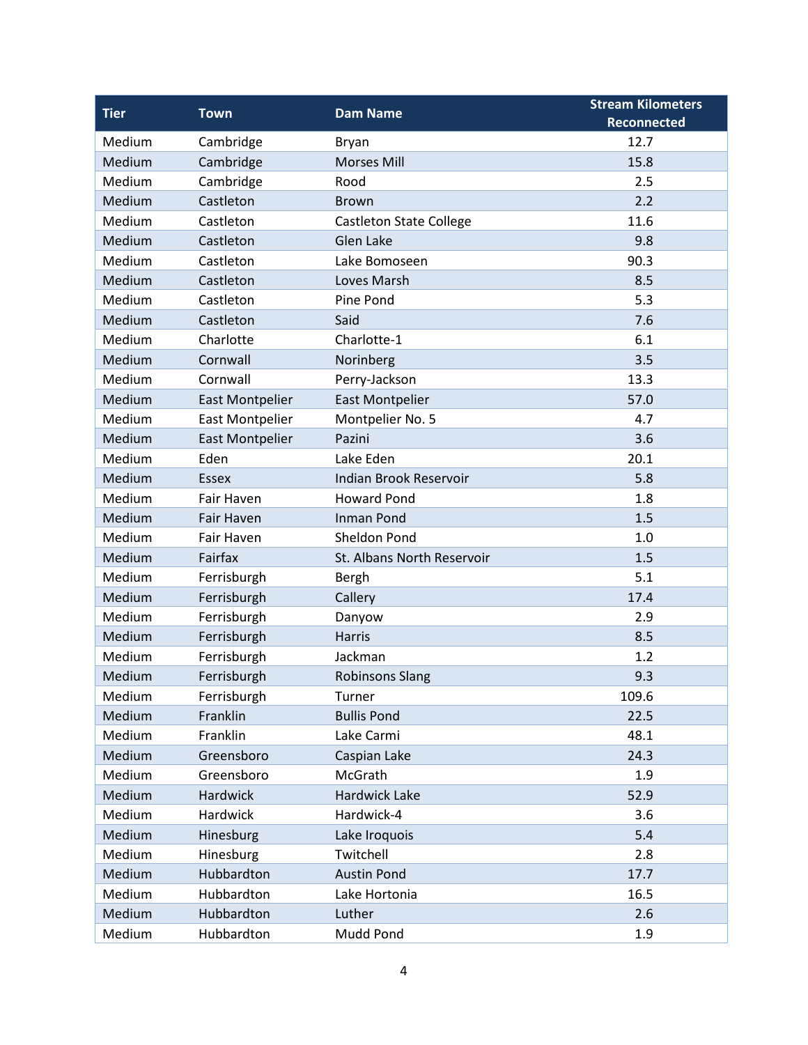| Tier | Town | Dam Name | Stream Kilometers Reconnected |
| --- | --- | --- | --- |
| Medium | Cambridge | Bryan | 12.7 |
| Medium | Cambridge | Morses Mill | 15.8 |
| Medium | Cambridge | Rood | 2.5 |
| Medium | Castleton | Brown | 2.2 |
| Medium | Castleton | Castleton State College | 11.6 |
| Medium | Castleton | Glen Lake | 9.8 |
| Medium | Castleton | Lake Bomoseen | 90.3 |
| Medium | Castleton | Loves Marsh | 8.5 |
| Medium | Castleton | Pine Pond | 5.3 |
| Medium | Castleton | Said | 7.6 |
| Medium | Charlotte | Charlotte-1 | 6.1 |
| Medium | Cornwall | Norinberg | 3.5 |
| Medium | Cornwall | Perry-Jackson | 13.3 |
| Medium | East Montpelier | East Montpelier | 57.0 |
| Medium | East Montpelier | Montpelier No. 5 | 4.7 |
| Medium | East Montpelier | Pazini | 3.6 |
| Medium | Eden | Lake Eden | 20.1 |
| Medium | Essex | Indian Brook Reservoir | 5.8 |
| Medium | Fair Haven | Howard Pond | 1.8 |
| Medium | Fair Haven | Inman Pond | 1.5 |
| Medium | Fair Haven | Sheldon Pond | 1.0 |
| Medium | Fairfax | St. Albans North Reservoir | 1.5 |
| Medium | Ferrisburgh | Bergh | 5.1 |
| Medium | Ferrisburgh | Callery | 17.4 |
| Medium | Ferrisburgh | Danyow | 2.9 |
| Medium | Ferrisburgh | Harris | 8.5 |
| Medium | Ferrisburgh | Jackman | 1.2 |
| Medium | Ferrisburgh | Robinsons Slang | 9.3 |
| Medium | Ferrisburgh | Turner | 109.6 |
| Medium | Franklin | Bullis Pond | 22.5 |
| Medium | Franklin | Lake Carmi | 48.1 |
| Medium | Greensboro | Caspian Lake | 24.3 |
| Medium | Greensboro | McGrath | 1.9 |
| Medium | Hardwick | Hardwick Lake | 52.9 |
| Medium | Hardwick | Hardwick-4 | 3.6 |
| Medium | Hinesburg | Lake Iroquois | 5.4 |
| Medium | Hinesburg | Twitchell | 2.8 |
| Medium | Hubbardton | Austin Pond | 17.7 |
| Medium | Hubbardton | Lake Hortonia | 16.5 |
| Medium | Hubbardton | Luther | 2.6 |
| Medium | Hubbardton | Mudd Pond | 1.9 |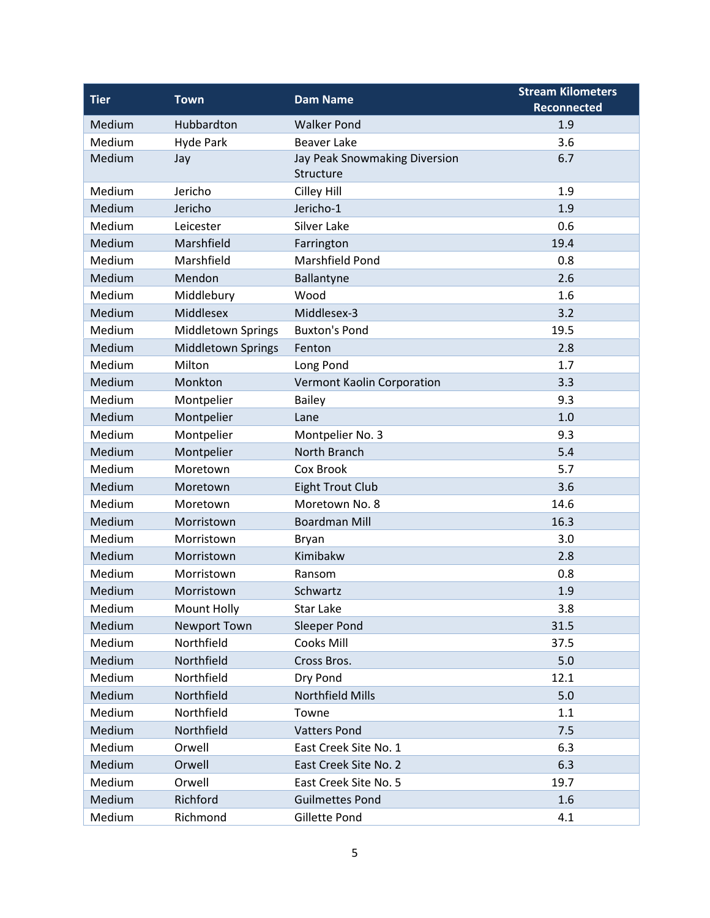| Tier | Town | Dam Name | Stream Kilometers Reconnected |
|---|---|---|---|
| Medium | Hubbardton | Walker Pond | 1.9 |
| Medium | Hyde Park | Beaver Lake | 3.6 |
| Medium | Jay | Jay Peak Snowmaking Diversion Structure | 6.7 |
| Medium | Jericho | Cilley Hill | 1.9 |
| Medium | Jericho | Jericho-1 | 1.9 |
| Medium | Leicester | Silver Lake | 0.6 |
| Medium | Marshfield | Farrington | 19.4 |
| Medium | Marshfield | Marshfield Pond | 0.8 |
| Medium | Mendon | Ballantyne | 2.6 |
| Medium | Middlebury | Wood | 1.6 |
| Medium | Middlesex | Middlesex-3 | 3.2 |
| Medium | Middletown Springs | Buxton's Pond | 19.5 |
| Medium | Middletown Springs | Fenton | 2.8 |
| Medium | Milton | Long Pond | 1.7 |
| Medium | Monkton | Vermont Kaolin Corporation | 3.3 |
| Medium | Montpelier | Bailey | 9.3 |
| Medium | Montpelier | Lane | 1.0 |
| Medium | Montpelier | Montpelier No. 3 | 9.3 |
| Medium | Montpelier | North Branch | 5.4 |
| Medium | Moretown | Cox Brook | 5.7 |
| Medium | Moretown | Eight Trout Club | 3.6 |
| Medium | Moretown | Moretown No. 8 | 14.6 |
| Medium | Morristown | Boardman Mill | 16.3 |
| Medium | Morristown | Bryan | 3.0 |
| Medium | Morristown | Kimibakw | 2.8 |
| Medium | Morristown | Ransom | 0.8 |
| Medium | Morristown | Schwartz | 1.9 |
| Medium | Mount Holly | Star Lake | 3.8 |
| Medium | Newport Town | Sleeper Pond | 31.5 |
| Medium | Northfield | Cooks Mill | 37.5 |
| Medium | Northfield | Cross Bros. | 5.0 |
| Medium | Northfield | Dry Pond | 12.1 |
| Medium | Northfield | Northfield Mills | 5.0 |
| Medium | Northfield | Towne | 1.1 |
| Medium | Northfield | Vatters Pond | 7.5 |
| Medium | Orwell | East Creek Site No. 1 | 6.3 |
| Medium | Orwell | East Creek Site No. 2 | 6.3 |
| Medium | Orwell | East Creek Site No. 5 | 19.7 |
| Medium | Richford | Guilmettes Pond | 1.6 |
| Medium | Richmond | Gillette Pond | 4.1 |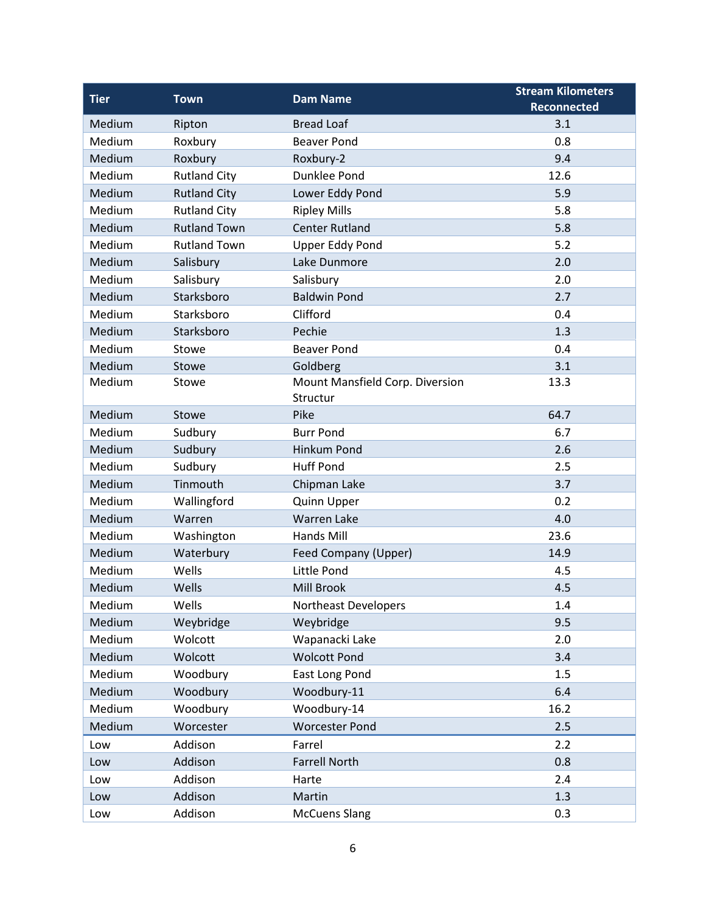| Tier | Town | Dam Name | Stream Kilometers Reconnected |
|---|---|---|---|
| Medium | Ripton | Bread Loaf | 3.1 |
| Medium | Roxbury | Beaver Pond | 0.8 |
| Medium | Roxbury | Roxbury-2 | 9.4 |
| Medium | Rutland City | Dunklee Pond | 12.6 |
| Medium | Rutland City | Lower Eddy Pond | 5.9 |
| Medium | Rutland City | Ripley Mills | 5.8 |
| Medium | Rutland Town | Center Rutland | 5.8 |
| Medium | Rutland Town | Upper Eddy Pond | 5.2 |
| Medium | Salisbury | Lake Dunmore | 2.0 |
| Medium | Salisbury | Salisbury | 2.0 |
| Medium | Starksboro | Baldwin Pond | 2.7 |
| Medium | Starksboro | Clifford | 0.4 |
| Medium | Starksboro | Pechie | 1.3 |
| Medium | Stowe | Beaver Pond | 0.4 |
| Medium | Stowe | Goldberg | 3.1 |
| Medium | Stowe | Mount Mansfield Corp. Diversion Structur | 13.3 |
| Medium | Stowe | Pike | 64.7 |
| Medium | Sudbury | Burr Pond | 6.7 |
| Medium | Sudbury | Hinkum Pond | 2.6 |
| Medium | Sudbury | Huff Pond | 2.5 |
| Medium | Tinmouth | Chipman Lake | 3.7 |
| Medium | Wallingford | Quinn Upper | 0.2 |
| Medium | Warren | Warren Lake | 4.0 |
| Medium | Washington | Hands Mill | 23.6 |
| Medium | Waterbury | Feed Company (Upper) | 14.9 |
| Medium | Wells | Little Pond | 4.5 |
| Medium | Wells | Mill Brook | 4.5 |
| Medium | Wells | Northeast Developers | 1.4 |
| Medium | Weybridge | Weybridge | 9.5 |
| Medium | Wolcott | Wapanacki Lake | 2.0 |
| Medium | Wolcott | Wolcott Pond | 3.4 |
| Medium | Woodbury | East Long Pond | 1.5 |
| Medium | Woodbury | Woodbury-11 | 6.4 |
| Medium | Woodbury | Woodbury-14 | 16.2 |
| Medium | Worcester | Worcester Pond | 2.5 |
| Low | Addison | Farrel | 2.2 |
| Low | Addison | Farrell North | 0.8 |
| Low | Addison | Harte | 2.4 |
| Low | Addison | Martin | 1.3 |
| Low | Addison | McCuens Slang | 0.3 |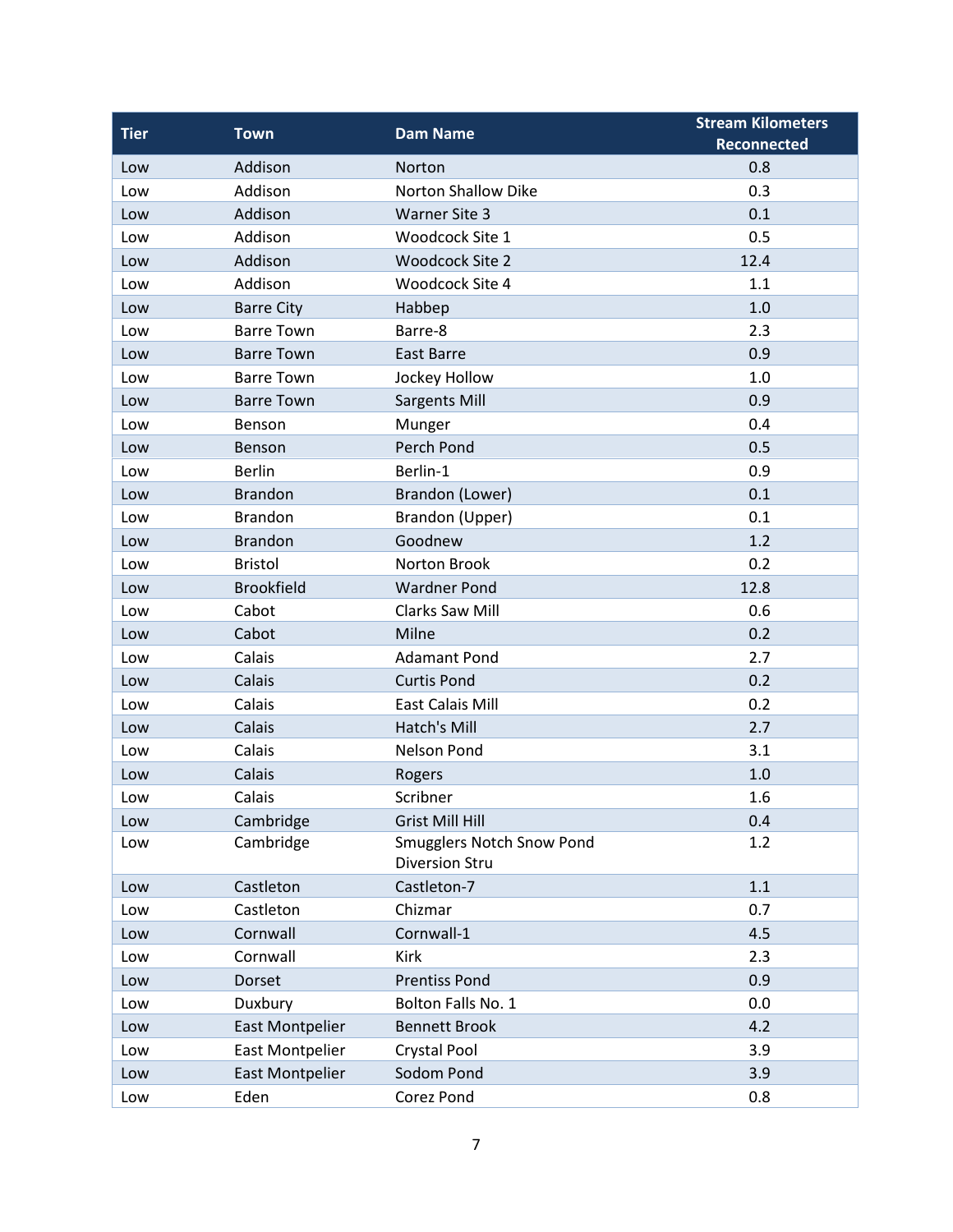| Tier | Town | Dam Name | Stream Kilometers Reconnected |
|---|---|---|---|
| Low | Addison | Norton | 0.8 |
| Low | Addison | Norton Shallow Dike | 0.3 |
| Low | Addison | Warner Site 3 | 0.1 |
| Low | Addison | Woodcock Site 1 | 0.5 |
| Low | Addison | Woodcock Site 2 | 12.4 |
| Low | Addison | Woodcock Site 4 | 1.1 |
| Low | Barre City | Habbep | 1.0 |
| Low | Barre Town | Barre-8 | 2.3 |
| Low | Barre Town | East Barre | 0.9 |
| Low | Barre Town | Jockey Hollow | 1.0 |
| Low | Barre Town | Sargents Mill | 0.9 |
| Low | Benson | Munger | 0.4 |
| Low | Benson | Perch Pond | 0.5 |
| Low | Berlin | Berlin-1 | 0.9 |
| Low | Brandon | Brandon (Lower) | 0.1 |
| Low | Brandon | Brandon (Upper) | 0.1 |
| Low | Brandon | Goodnew | 1.2 |
| Low | Bristol | Norton Brook | 0.2 |
| Low | Brookfield | Wardner Pond | 12.8 |
| Low | Cabot | Clarks Saw Mill | 0.6 |
| Low | Cabot | Milne | 0.2 |
| Low | Calais | Adamant Pond | 2.7 |
| Low | Calais | Curtis Pond | 0.2 |
| Low | Calais | East Calais Mill | 0.2 |
| Low | Calais | Hatch's Mill | 2.7 |
| Low | Calais | Nelson Pond | 3.1 |
| Low | Calais | Rogers | 1.0 |
| Low | Calais | Scribner | 1.6 |
| Low | Cambridge | Grist Mill Hill | 0.4 |
| Low | Cambridge | Smugglers Notch Snow Pond Diversion Stru | 1.2 |
| Low | Castleton | Castleton-7 | 1.1 |
| Low | Castleton | Chizmar | 0.7 |
| Low | Cornwall | Cornwall-1 | 4.5 |
| Low | Cornwall | Kirk | 2.3 |
| Low | Dorset | Prentiss Pond | 0.9 |
| Low | Duxbury | Bolton Falls No. 1 | 0.0 |
| Low | East Montpelier | Bennett Brook | 4.2 |
| Low | East Montpelier | Crystal Pool | 3.9 |
| Low | East Montpelier | Sodom Pond | 3.9 |
| Low | Eden | Corez Pond | 0.8 |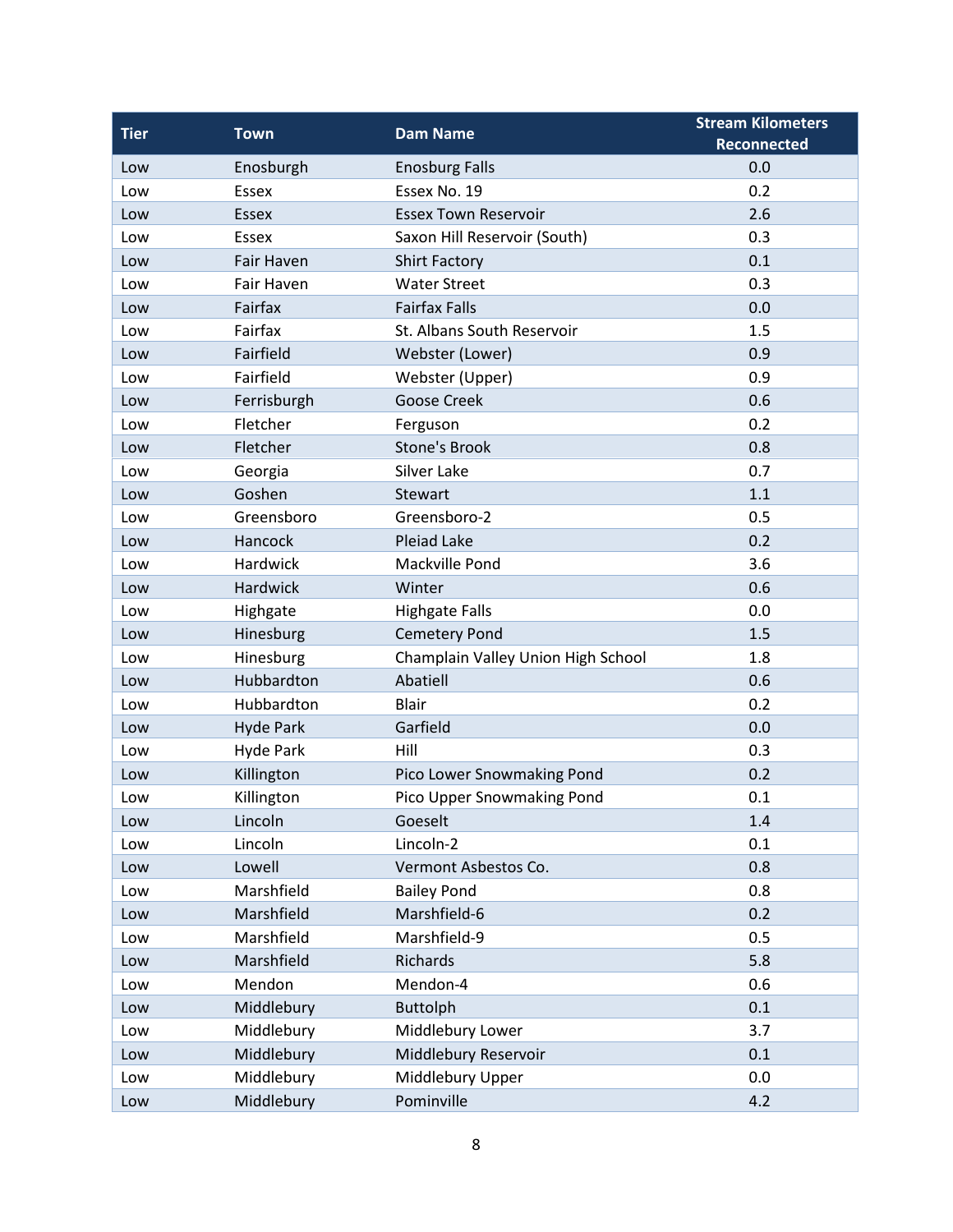| Tier | Town | Dam Name | Stream Kilometers Reconnected |
|---|---|---|---|
| Low | Enosburgh | Enosburg Falls | 0.0 |
| Low | Essex | Essex No. 19 | 0.2 |
| Low | Essex | Essex Town Reservoir | 2.6 |
| Low | Essex | Saxon Hill Reservoir (South) | 0.3 |
| Low | Fair Haven | Shirt Factory | 0.1 |
| Low | Fair Haven | Water Street | 0.3 |
| Low | Fairfax | Fairfax Falls | 0.0 |
| Low | Fairfax | St. Albans South Reservoir | 1.5 |
| Low | Fairfield | Webster (Lower) | 0.9 |
| Low | Fairfield | Webster (Upper) | 0.9 |
| Low | Ferrisburgh | Goose Creek | 0.6 |
| Low | Fletcher | Ferguson | 0.2 |
| Low | Fletcher | Stone's Brook | 0.8 |
| Low | Georgia | Silver Lake | 0.7 |
| Low | Goshen | Stewart | 1.1 |
| Low | Greensboro | Greensboro-2 | 0.5 |
| Low | Hancock | Pleiad Lake | 0.2 |
| Low | Hardwick | Mackville Pond | 3.6 |
| Low | Hardwick | Winter | 0.6 |
| Low | Highgate | Highgate Falls | 0.0 |
| Low | Hinesburg | Cemetery Pond | 1.5 |
| Low | Hinesburg | Champlain Valley Union High School | 1.8 |
| Low | Hubbardton | Abatiell | 0.6 |
| Low | Hubbardton | Blair | 0.2 |
| Low | Hyde Park | Garfield | 0.0 |
| Low | Hyde Park | Hill | 0.3 |
| Low | Killington | Pico Lower Snowmaking Pond | 0.2 |
| Low | Killington | Pico Upper Snowmaking Pond | 0.1 |
| Low | Lincoln | Goeselt | 1.4 |
| Low | Lincoln | Lincoln-2 | 0.1 |
| Low | Lowell | Vermont Asbestos Co. | 0.8 |
| Low | Marshfield | Bailey Pond | 0.8 |
| Low | Marshfield | Marshfield-6 | 0.2 |
| Low | Marshfield | Marshfield-9 | 0.5 |
| Low | Marshfield | Richards | 5.8 |
| Low | Mendon | Mendon-4 | 0.6 |
| Low | Middlebury | Buttolph | 0.1 |
| Low | Middlebury | Middlebury Lower | 3.7 |
| Low | Middlebury | Middlebury Reservoir | 0.1 |
| Low | Middlebury | Middlebury Upper | 0.0 |
| Low | Middlebury | Pominville | 4.2 |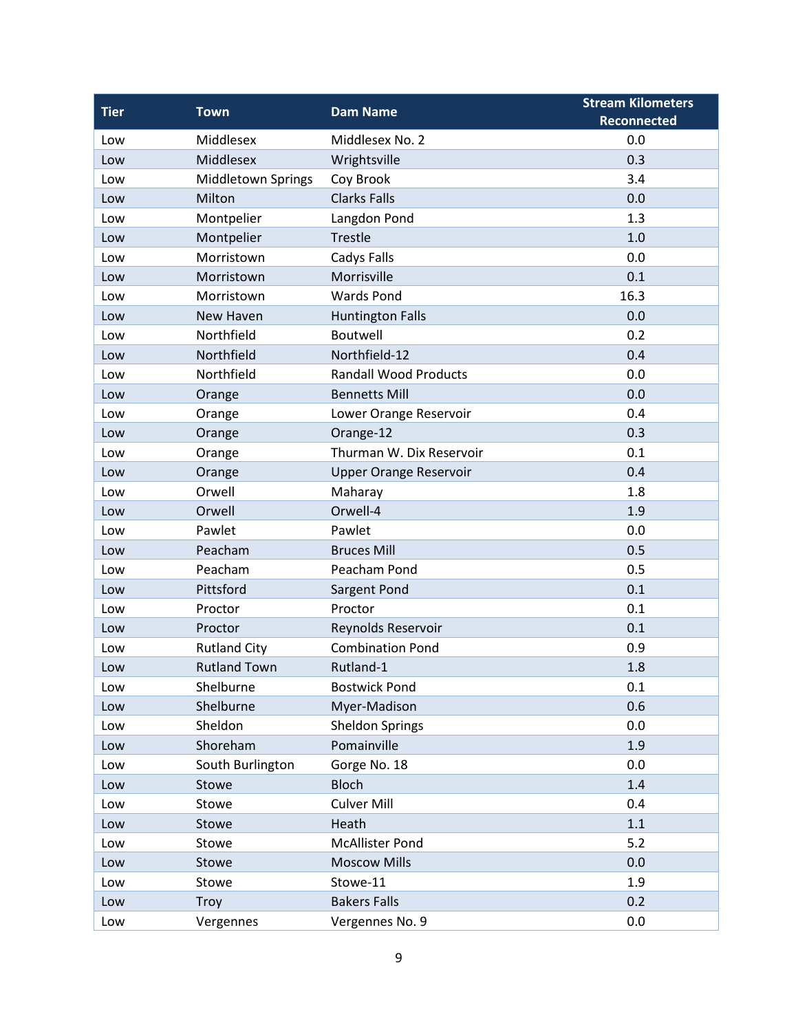| Tier | Town | Dam Name | Stream Kilometers Reconnected |
|---|---|---|---|
| Low | Middlesex | Middlesex No. 2 | 0.0 |
| Low | Middlesex | Wrightsville | 0.3 |
| Low | Middletown Springs | Coy Brook | 3.4 |
| Low | Milton | Clarks Falls | 0.0 |
| Low | Montpelier | Langdon Pond | 1.3 |
| Low | Montpelier | Trestle | 1.0 |
| Low | Morristown | Cadys Falls | 0.0 |
| Low | Morristown | Morrisville | 0.1 |
| Low | Morristown | Wards Pond | 16.3 |
| Low | New Haven | Huntington Falls | 0.0 |
| Low | Northfield | Boutwell | 0.2 |
| Low | Northfield | Northfield-12 | 0.4 |
| Low | Northfield | Randall Wood Products | 0.0 |
| Low | Orange | Bennetts Mill | 0.0 |
| Low | Orange | Lower Orange Reservoir | 0.4 |
| Low | Orange | Orange-12 | 0.3 |
| Low | Orange | Thurman W. Dix Reservoir | 0.1 |
| Low | Orange | Upper Orange Reservoir | 0.4 |
| Low | Orwell | Maharay | 1.8 |
| Low | Orwell | Orwell-4 | 1.9 |
| Low | Pawlet | Pawlet | 0.0 |
| Low | Peacham | Bruces Mill | 0.5 |
| Low | Peacham | Peacham Pond | 0.5 |
| Low | Pittsford | Sargent Pond | 0.1 |
| Low | Proctor | Proctor | 0.1 |
| Low | Proctor | Reynolds Reservoir | 0.1 |
| Low | Rutland City | Combination Pond | 0.9 |
| Low | Rutland Town | Rutland-1 | 1.8 |
| Low | Shelburne | Bostwick Pond | 0.1 |
| Low | Shelburne | Myer-Madison | 0.6 |
| Low | Sheldon | Sheldon Springs | 0.0 |
| Low | Shoreham | Pomainville | 1.9 |
| Low | South Burlington | Gorge No. 18 | 0.0 |
| Low | Stowe | Bloch | 1.4 |
| Low | Stowe | Culver Mill | 0.4 |
| Low | Stowe | Heath | 1.1 |
| Low | Stowe | McAllister Pond | 5.2 |
| Low | Stowe | Moscow Mills | 0.0 |
| Low | Stowe | Stowe-11 | 1.9 |
| Low | Troy | Bakers Falls | 0.2 |
| Low | Vergennes | Vergennes No. 9 | 0.0 |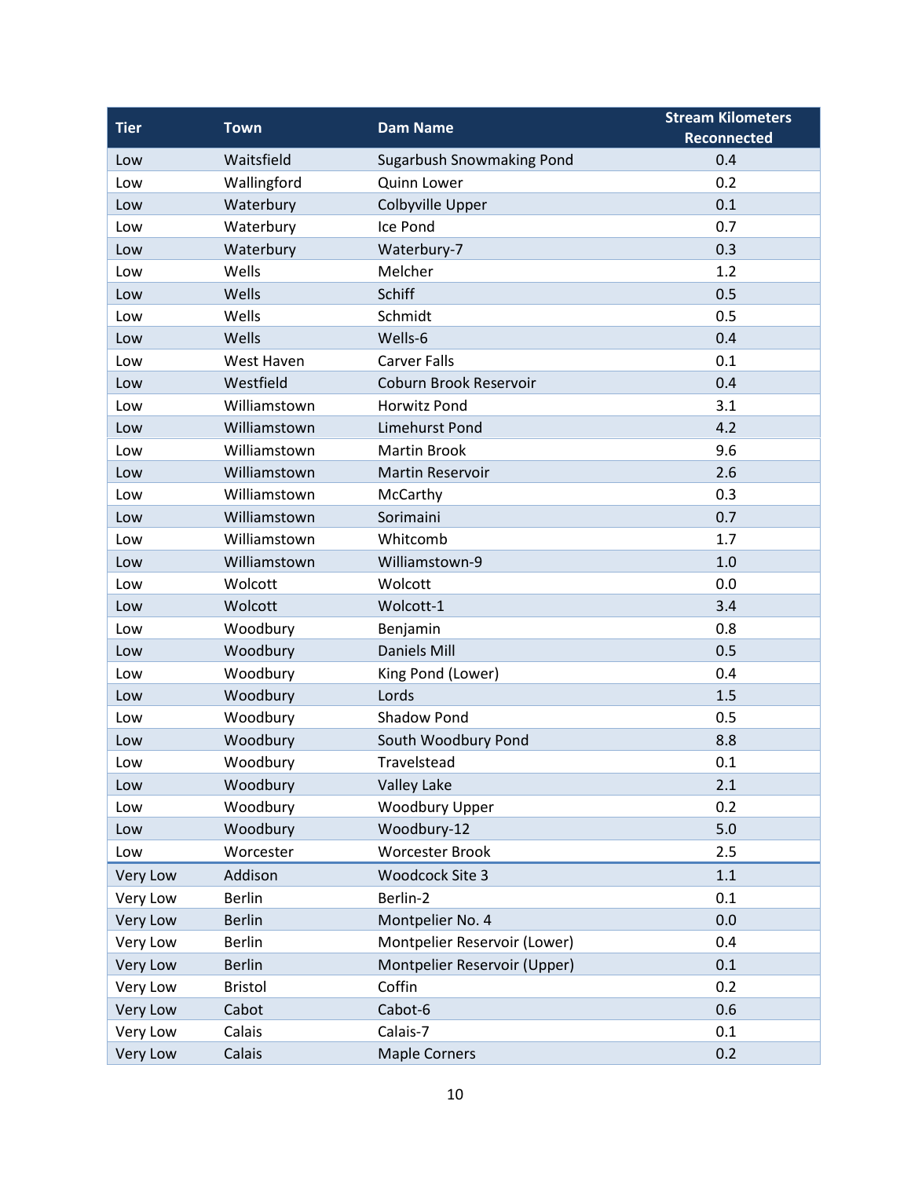| Tier | Town | Dam Name | Stream Kilometers Reconnected |
|---|---|---|---|
| Low | Waitsfield | Sugarbush Snowmaking Pond | 0.4 |
| Low | Wallingford | Quinn Lower | 0.2 |
| Low | Waterbury | Colbyville Upper | 0.1 |
| Low | Waterbury | Ice Pond | 0.7 |
| Low | Waterbury | Waterbury-7 | 0.3 |
| Low | Wells | Melcher | 1.2 |
| Low | Wells | Schiff | 0.5 |
| Low | Wells | Schmidt | 0.5 |
| Low | Wells | Wells-6 | 0.4 |
| Low | West Haven | Carver Falls | 0.1 |
| Low | Westfield | Coburn Brook Reservoir | 0.4 |
| Low | Williamstown | Horwitz Pond | 3.1 |
| Low | Williamstown | Limehurst Pond | 4.2 |
| Low | Williamstown | Martin Brook | 9.6 |
| Low | Williamstown | Martin Reservoir | 2.6 |
| Low | Williamstown | McCarthy | 0.3 |
| Low | Williamstown | Sorimaini | 0.7 |
| Low | Williamstown | Whitcomb | 1.7 |
| Low | Williamstown | Williamstown-9 | 1.0 |
| Low | Wolcott | Wolcott | 0.0 |
| Low | Wolcott | Wolcott-1 | 3.4 |
| Low | Woodbury | Benjamin | 0.8 |
| Low | Woodbury | Daniels Mill | 0.5 |
| Low | Woodbury | King Pond (Lower) | 0.4 |
| Low | Woodbury | Lords | 1.5 |
| Low | Woodbury | Shadow Pond | 0.5 |
| Low | Woodbury | South Woodbury Pond | 8.8 |
| Low | Woodbury | Travelstead | 0.1 |
| Low | Woodbury | Valley Lake | 2.1 |
| Low | Woodbury | Woodbury Upper | 0.2 |
| Low | Woodbury | Woodbury-12 | 5.0 |
| Low | Worcester | Worcester Brook | 2.5 |
| Very Low | Addison | Woodcock Site 3 | 1.1 |
| Very Low | Berlin | Berlin-2 | 0.1 |
| Very Low | Berlin | Montpelier No. 4 | 0.0 |
| Very Low | Berlin | Montpelier Reservoir (Lower) | 0.4 |
| Very Low | Berlin | Montpelier Reservoir (Upper) | 0.1 |
| Very Low | Bristol | Coffin | 0.2 |
| Very Low | Cabot | Cabot-6 | 0.6 |
| Very Low | Calais | Calais-7 | 0.1 |
| Very Low | Calais | Maple Corners | 0.2 |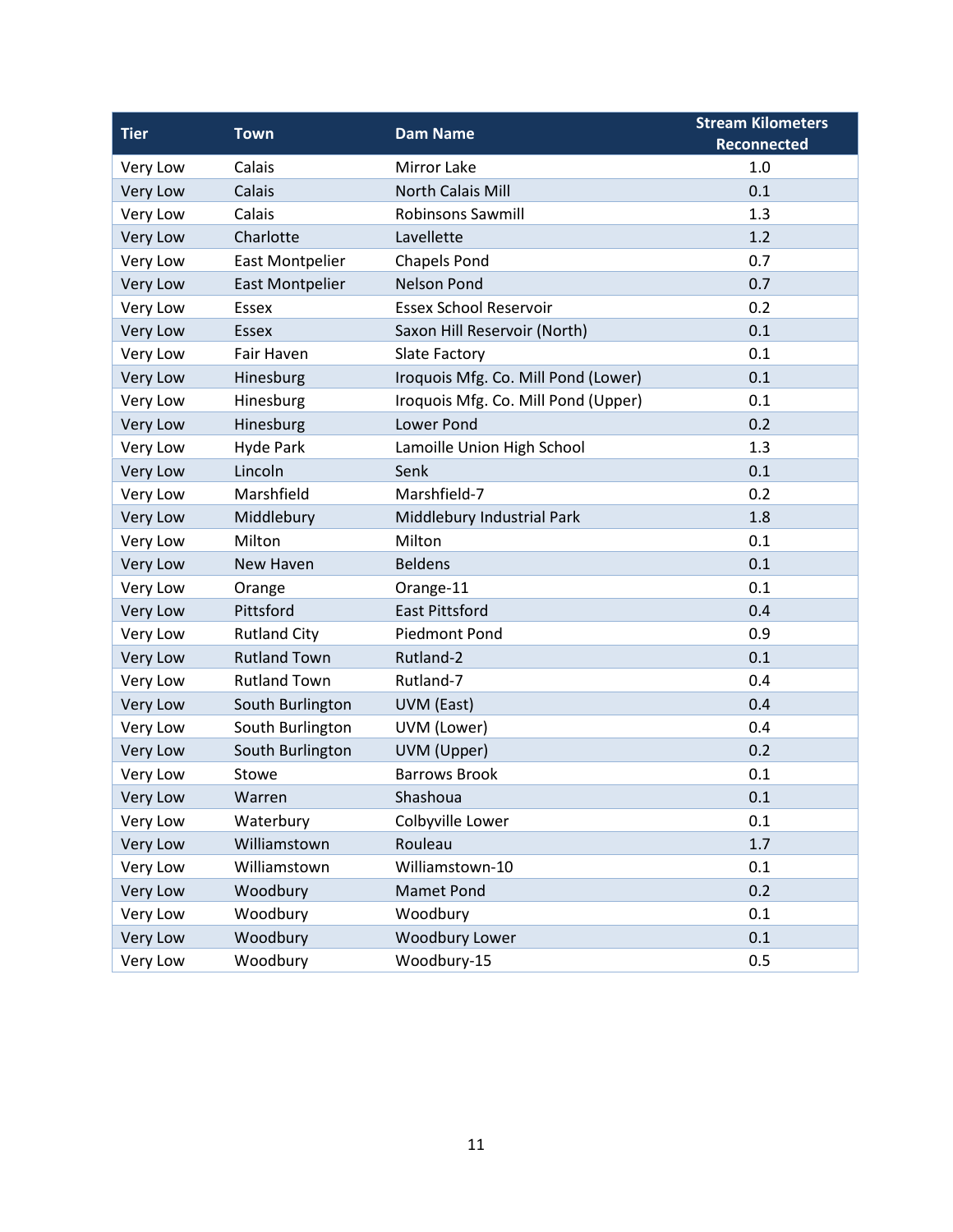| Tier | Town | Dam Name | Stream Kilometers Reconnected |
|---|---|---|---|
| Very Low | Calais | Mirror Lake | 1.0 |
| Very Low | Calais | North Calais Mill | 0.1 |
| Very Low | Calais | Robinsons Sawmill | 1.3 |
| Very Low | Charlotte | Lavellette | 1.2 |
| Very Low | East Montpelier | Chapels Pond | 0.7 |
| Very Low | East Montpelier | Nelson Pond | 0.7 |
| Very Low | Essex | Essex School Reservoir | 0.2 |
| Very Low | Essex | Saxon Hill Reservoir (North) | 0.1 |
| Very Low | Fair Haven | Slate Factory | 0.1 |
| Very Low | Hinesburg | Iroquois Mfg. Co. Mill Pond (Lower) | 0.1 |
| Very Low | Hinesburg | Iroquois Mfg. Co. Mill Pond (Upper) | 0.1 |
| Very Low | Hinesburg | Lower Pond | 0.2 |
| Very Low | Hyde Park | Lamoille Union High School | 1.3 |
| Very Low | Lincoln | Senk | 0.1 |
| Very Low | Marshfield | Marshfield-7 | 0.2 |
| Very Low | Middlebury | Middlebury Industrial Park | 1.8 |
| Very Low | Milton | Milton | 0.1 |
| Very Low | New Haven | Beldens | 0.1 |
| Very Low | Orange | Orange-11 | 0.1 |
| Very Low | Pittsford | East Pittsford | 0.4 |
| Very Low | Rutland City | Piedmont Pond | 0.9 |
| Very Low | Rutland Town | Rutland-2 | 0.1 |
| Very Low | Rutland Town | Rutland-7 | 0.4 |
| Very Low | South Burlington | UVM (East) | 0.4 |
| Very Low | South Burlington | UVM (Lower) | 0.4 |
| Very Low | South Burlington | UVM (Upper) | 0.2 |
| Very Low | Stowe | Barrows Brook | 0.1 |
| Very Low | Warren | Shashoua | 0.1 |
| Very Low | Waterbury | Colbyville Lower | 0.1 |
| Very Low | Williamstown | Rouleau | 1.7 |
| Very Low | Williamstown | Williamstown-10 | 0.1 |
| Very Low | Woodbury | Mamet Pond | 0.2 |
| Very Low | Woodbury | Woodbury | 0.1 |
| Very Low | Woodbury | Woodbury Lower | 0.1 |
| Very Low | Woodbury | Woodbury-15 | 0.5 |